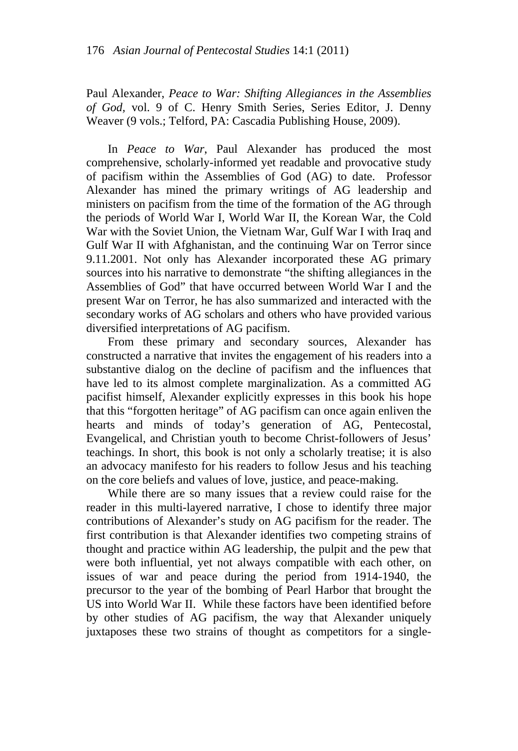Paul Alexander, *Peace to War: Shifting Allegiances in the Assemblies of God,* vol. 9 of C. Henry Smith Series, Series Editor, J. Denny Weaver (9 vols.; Telford, PA: Cascadia Publishing House, 2009).

In *Peace to War*, Paul Alexander has produced the most comprehensive, scholarly-informed yet readable and provocative study of pacifism within the Assemblies of God (AG) to date. Professor Alexander has mined the primary writings of AG leadership and ministers on pacifism from the time of the formation of the AG through the periods of World War I, World War II, the Korean War, the Cold War with the Soviet Union, the Vietnam War, Gulf War I with Iraq and Gulf War II with Afghanistan, and the continuing War on Terror since 9.11.2001. Not only has Alexander incorporated these AG primary sources into his narrative to demonstrate "the shifting allegiances in the Assemblies of God" that have occurred between World War I and the present War on Terror, he has also summarized and interacted with the secondary works of AG scholars and others who have provided various diversified interpretations of AG pacifism.

From these primary and secondary sources, Alexander has constructed a narrative that invites the engagement of his readers into a substantive dialog on the decline of pacifism and the influences that have led to its almost complete marginalization. As a committed AG pacifist himself, Alexander explicitly expresses in this book his hope that this "forgotten heritage" of AG pacifism can once again enliven the hearts and minds of today's generation of AG, Pentecostal, Evangelical, and Christian youth to become Christ-followers of Jesus' teachings. In short, this book is not only a scholarly treatise; it is also an advocacy manifesto for his readers to follow Jesus and his teaching on the core beliefs and values of love, justice, and peace-making.

While there are so many issues that a review could raise for the reader in this multi-layered narrative, I chose to identify three major contributions of Alexander's study on AG pacifism for the reader. The first contribution is that Alexander identifies two competing strains of thought and practice within AG leadership, the pulpit and the pew that were both influential, yet not always compatible with each other, on issues of war and peace during the period from 1914-1940, the precursor to the year of the bombing of Pearl Harbor that brought the US into World War II. While these factors have been identified before by other studies of AG pacifism, the way that Alexander uniquely juxtaposes these two strains of thought as competitors for a single-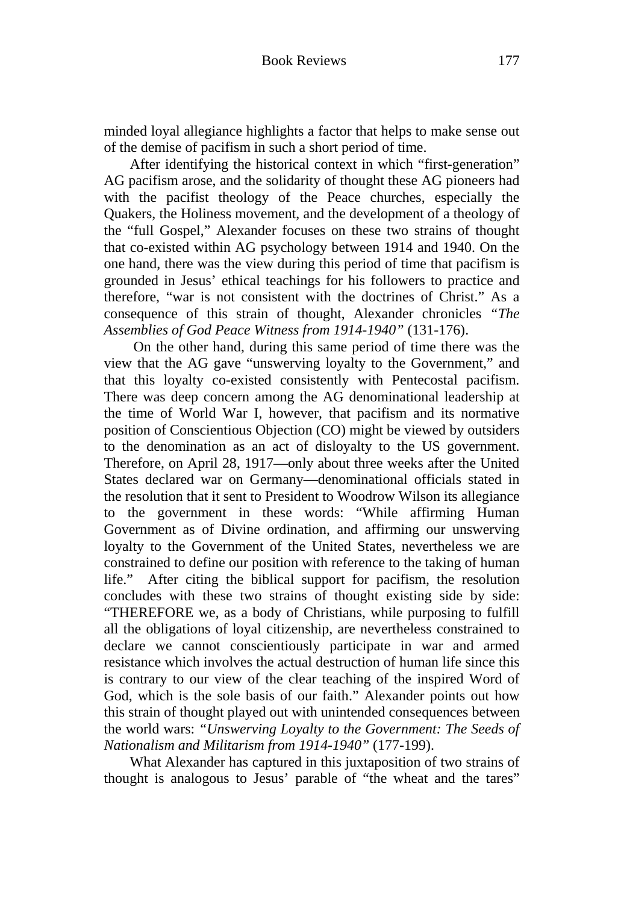minded loyal allegiance highlights a factor that helps to make sense out of the demise of pacifism in such a short period of time.

After identifying the historical context in which "first-generation" AG pacifism arose, and the solidarity of thought these AG pioneers had with the pacifist theology of the Peace churches, especially the Quakers, the Holiness movement, and the development of a theology of the "full Gospel," Alexander focuses on these two strains of thought that co-existed within AG psychology between 1914 and 1940. On the one hand, there was the view during this period of time that pacifism is grounded in Jesus' ethical teachings for his followers to practice and therefore, "war is not consistent with the doctrines of Christ." As a consequence of this strain of thought, Alexander chronicles *"The Assemblies of God Peace Witness from 1914-1940"* (131-176).

On the other hand, during this same period of time there was the view that the AG gave "unswerving loyalty to the Government," and that this loyalty co-existed consistently with Pentecostal pacifism. There was deep concern among the AG denominational leadership at the time of World War I, however, that pacifism and its normative position of Conscientious Objection (CO) might be viewed by outsiders to the denomination as an act of disloyalty to the US government. Therefore, on April 28, 1917—only about three weeks after the United States declared war on Germany—denominational officials stated in the resolution that it sent to President to Woodrow Wilson its allegiance to the government in these words: "While affirming Human Government as of Divine ordination, and affirming our unswerving loyalty to the Government of the United States, nevertheless we are constrained to define our position with reference to the taking of human life." After citing the biblical support for pacifism, the resolution concludes with these two strains of thought existing side by side: "THEREFORE we, as a body of Christians, while purposing to fulfill all the obligations of loyal citizenship, are nevertheless constrained to declare we cannot conscientiously participate in war and armed resistance which involves the actual destruction of human life since this is contrary to our view of the clear teaching of the inspired Word of God, which is the sole basis of our faith." Alexander points out how this strain of thought played out with unintended consequences between the world wars: *"Unswerving Loyalty to the Government: The Seeds of Nationalism and Militarism from 1914-1940"* (177-199).

What Alexander has captured in this juxtaposition of two strains of thought is analogous to Jesus' parable of "the wheat and the tares"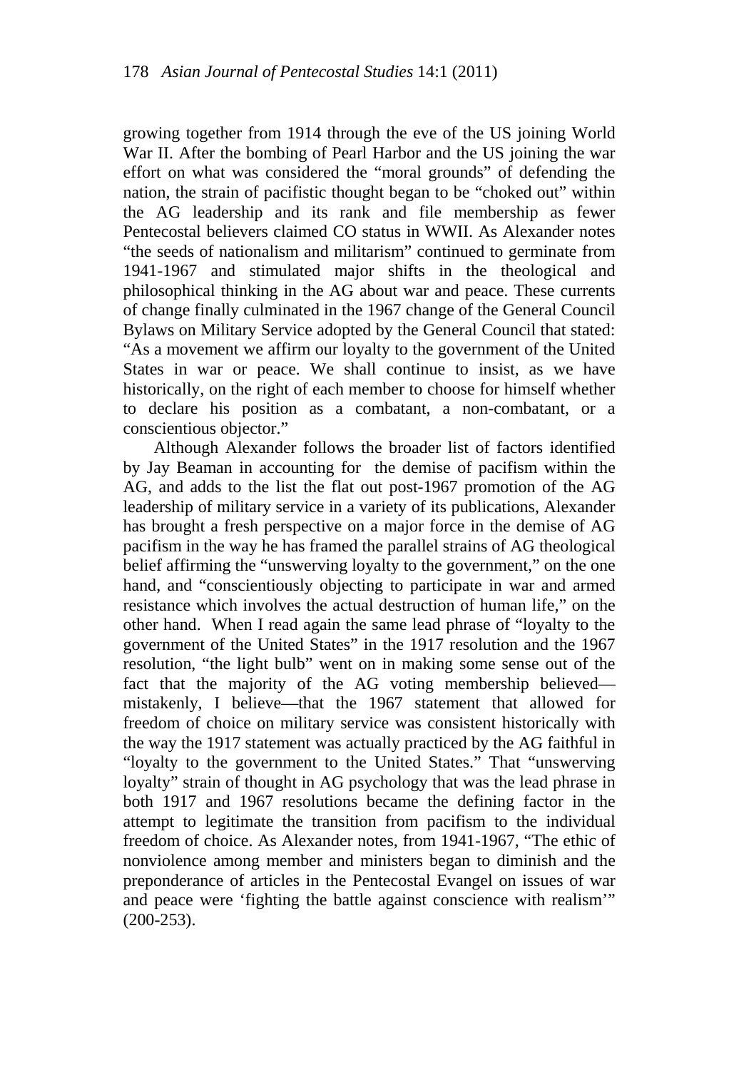growing together from 1914 through the eve of the US joining World War II. After the bombing of Pearl Harbor and the US joining the war effort on what was considered the "moral grounds" of defending the nation, the strain of pacifistic thought began to be "choked out" within the AG leadership and its rank and file membership as fewer Pentecostal believers claimed CO status in WWII. As Alexander notes "the seeds of nationalism and militarism" continued to germinate from 1941-1967 and stimulated major shifts in the theological and philosophical thinking in the AG about war and peace. These currents of change finally culminated in the 1967 change of the General Council Bylaws on Military Service adopted by the General Council that stated: "As a movement we affirm our loyalty to the government of the United States in war or peace. We shall continue to insist, as we have historically, on the right of each member to choose for himself whether to declare his position as a combatant, a non-combatant, or a conscientious objector."

Although Alexander follows the broader list of factors identified by Jay Beaman in accounting for the demise of pacifism within the AG, and adds to the list the flat out post-1967 promotion of the AG leadership of military service in a variety of its publications, Alexander has brought a fresh perspective on a major force in the demise of AG pacifism in the way he has framed the parallel strains of AG theological belief affirming the "unswerving loyalty to the government," on the one hand, and "conscientiously objecting to participate in war and armed resistance which involves the actual destruction of human life," on the other hand. When I read again the same lead phrase of "loyalty to the government of the United States" in the 1917 resolution and the 1967 resolution, "the light bulb" went on in making some sense out of the fact that the majority of the AG voting membership believed—mistakenly, I believe—that the 1967 statement that allowed for freedom of choice on military service was consistent historically with the way the 1917 statement was actually practiced by the AG faithful in "loyalty to the government to the United States." That "unswerving loyalty" strain of thought in AG psychology that was the lead phrase in both 1917 and 1967 resolutions became the defining factor in the attempt to legitimate the transition from pacifism to the individual freedom of choice. As Alexander notes, from 1941-1967, "The ethic of nonviolence among member and ministers began to diminish and the preponderance of articles in the Pentecostal Evangel on issues of war and peace were 'fighting the battle against conscience with realism'" (200-253).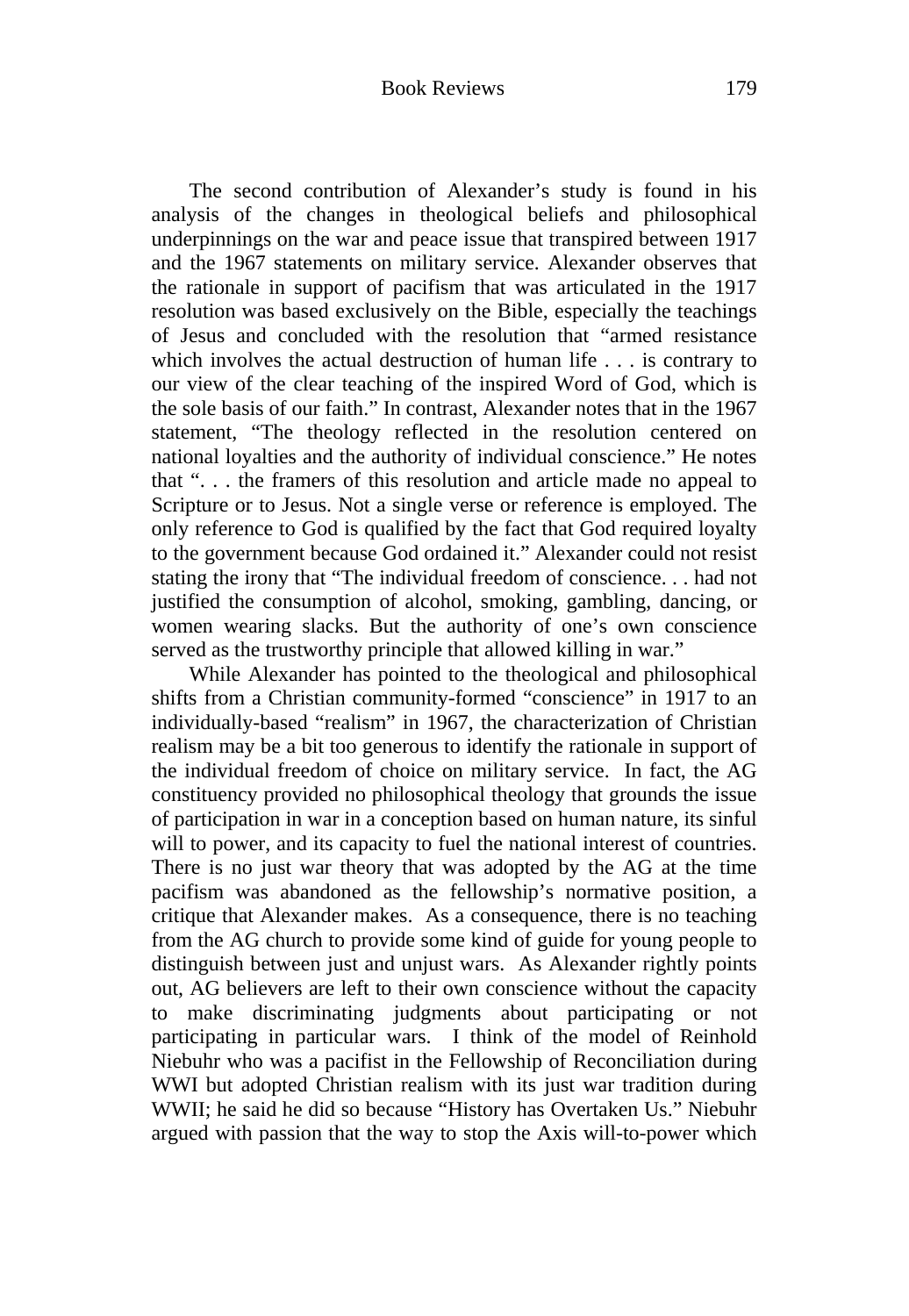The second contribution of Alexander's study is found in his analysis of the changes in theological beliefs and philosophical underpinnings on the war and peace issue that transpired between 1917 and the 1967 statements on military service. Alexander observes that the rationale in support of pacifism that was articulated in the 1917 resolution was based exclusively on the Bible, especially the teachings of Jesus and concluded with the resolution that "armed resistance which involves the actual destruction of human life . . . is contrary to our view of the clear teaching of the inspired Word of God, which is the sole basis of our faith." In contrast, Alexander notes that in the 1967 statement, "The theology reflected in the resolution centered on national loyalties and the authority of individual conscience." He notes that ". . . the framers of this resolution and article made no appeal to Scripture or to Jesus. Not a single verse or reference is employed. The only reference to God is qualified by the fact that God required loyalty to the government because God ordained it." Alexander could not resist stating the irony that "The individual freedom of conscience. . . had not justified the consumption of alcohol, smoking, gambling, dancing, or women wearing slacks. But the authority of one's own conscience served as the trustworthy principle that allowed killing in war."

While Alexander has pointed to the theological and philosophical shifts from a Christian community-formed "conscience" in 1917 to an individually-based "realism" in 1967, the characterization of Christian realism may be a bit too generous to identify the rationale in support of the individual freedom of choice on military service. In fact, the AG constituency provided no philosophical theology that grounds the issue of participation in war in a conception based on human nature, its sinful will to power, and its capacity to fuel the national interest of countries. There is no just war theory that was adopted by the AG at the time pacifism was abandoned as the fellowship's normative position, a critique that Alexander makes. As a consequence, there is no teaching from the AG church to provide some kind of guide for young people to distinguish between just and unjust wars. As Alexander rightly points out, AG believers are left to their own conscience without the capacity to make discriminating judgments about participating or not participating in particular wars. I think of the model of Reinhold Niebuhr who was a pacifist in the Fellowship of Reconciliation during WWI but adopted Christian realism with its just war tradition during WWII; he said he did so because "History has Overtaken Us." Niebuhr argued with passion that the way to stop the Axis will-to-power which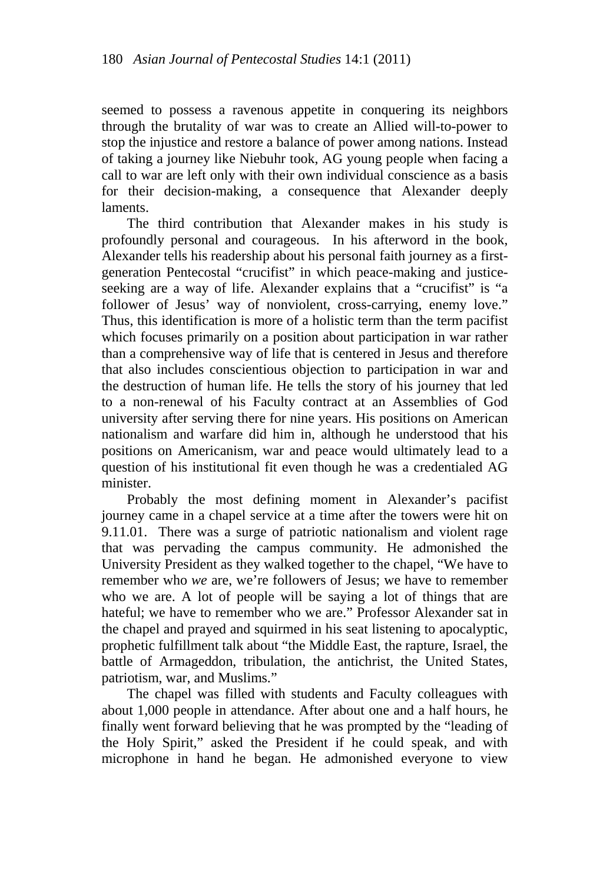seemed to possess a ravenous appetite in conquering its neighbors through the brutality of war was to create an Allied will-to-power to stop the injustice and restore a balance of power among nations. Instead of taking a journey like Niebuhr took, AG young people when facing a call to war are left only with their own individual conscience as a basis for their decision-making, a consequence that Alexander deeply laments.

The third contribution that Alexander makes in his study is profoundly personal and courageous. In his afterword in the book, Alexander tells his readership about his personal faith journey as a first-generation Pentecostal "crucifist" in which peace-making and justice-seeking are a way of life. Alexander explains that a "crucifist" is "a follower of Jesus' way of nonviolent, cross-carrying, enemy love." Thus, this identification is more of a holistic term than the term pacifist which focuses primarily on a position about participation in war rather than a comprehensive way of life that is centered in Jesus and therefore that also includes conscientious objection to participation in war and the destruction of human life. He tells the story of his journey that led to a non-renewal of his Faculty contract at an Assemblies of God university after serving there for nine years. His positions on American nationalism and warfare did him in, although he understood that his positions on Americanism, war and peace would ultimately lead to a question of his institutional fit even though he was a credentialed AG minister.

Probably the most defining moment in Alexander's pacifist journey came in a chapel service at a time after the towers were hit on 9.11.01. There was a surge of patriotic nationalism and violent rage that was pervading the campus community. He admonished the University President as they walked together to the chapel, "We have to remember who *we* are, we're followers of Jesus; we have to remember who we are. A lot of people will be saying a lot of things that are hateful; we have to remember who we are." Professor Alexander sat in the chapel and prayed and squirmed in his seat listening to apocalyptic, prophetic fulfillment talk about "the Middle East, the rapture, Israel, the battle of Armageddon, tribulation, the antichrist, the United States, patriotism, war, and Muslims."

The chapel was filled with students and Faculty colleagues with about 1,000 people in attendance. After about one and a half hours, he finally went forward believing that he was prompted by the "leading of the Holy Spirit," asked the President if he could speak, and with microphone in hand he began. He admonished everyone to view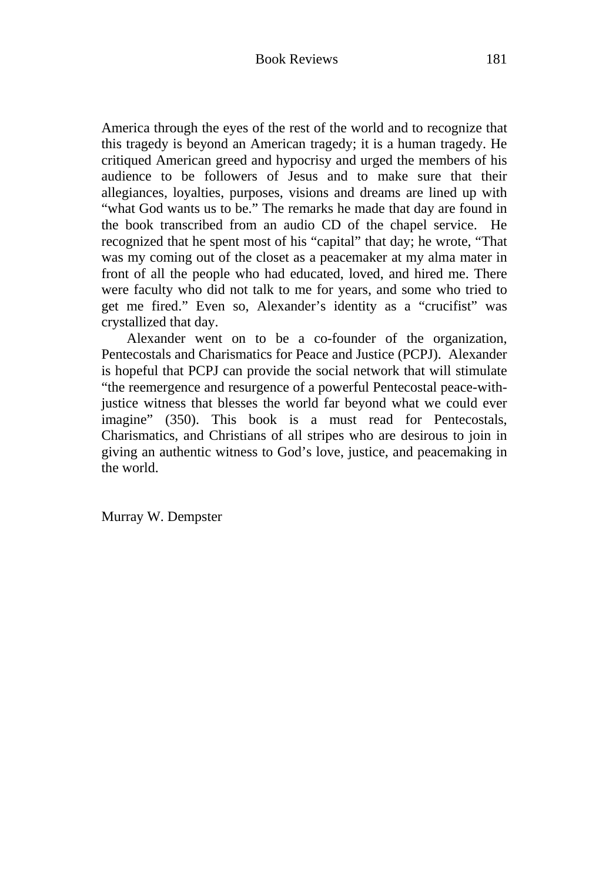America through the eyes of the rest of the world and to recognize that this tragedy is beyond an American tragedy; it is a human tragedy. He critiqued American greed and hypocrisy and urged the members of his audience to be followers of Jesus and to make sure that their allegiances, loyalties, purposes, visions and dreams are lined up with "what God wants us to be." The remarks he made that day are found in the book transcribed from an audio CD of the chapel service. He recognized that he spent most of his "capital" that day; he wrote, "That was my coming out of the closet as a peacemaker at my alma mater in front of all the people who had educated, loved, and hired me. There were faculty who did not talk to me for years, and some who tried to get me fired." Even so, Alexander's identity as a "crucifist" was crystallized that day.

Alexander went on to be a co-founder of the organization, Pentecostals and Charismatics for Peace and Justice (PCPJ). Alexander is hopeful that PCPJ can provide the social network that will stimulate "the reemergence and resurgence of a powerful Pentecostal peace-with-justice witness that blesses the world far beyond what we could ever imagine" (350). This book is a must read for Pentecostals, Charismatics, and Christians of all stripes who are desirous to join in giving an authentic witness to God's love, justice, and peacemaking in the world.

Murray W. Dempster